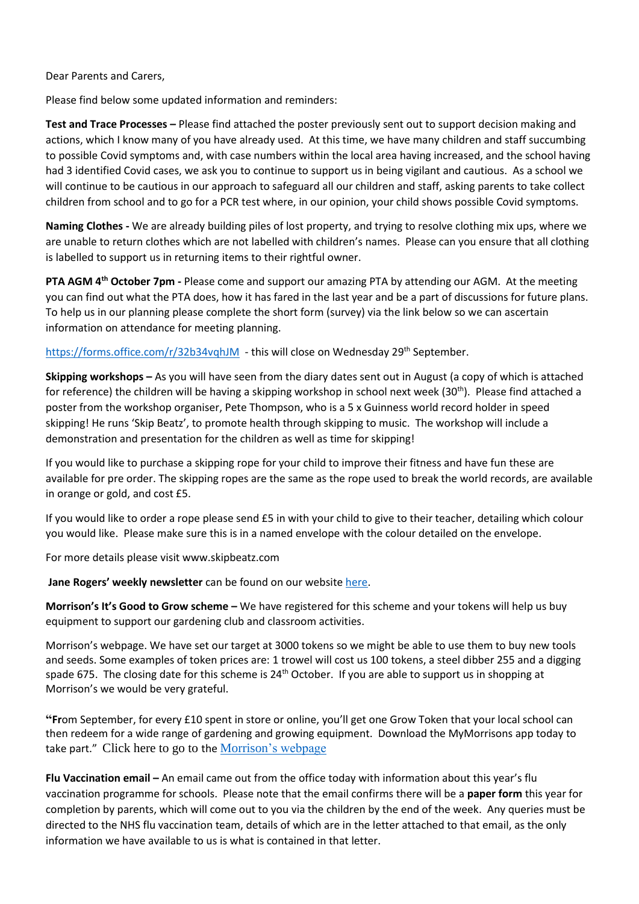Dear Parents and Carers,

Please find below some updated information and reminders:

**Test and Trace Processes –** Please find attached the poster previously sent out to support decision making and actions, which I know many of you have already used. At this time, we have many children and staff succumbing to possible Covid symptoms and, with case numbers within the local area having increased, and the school having had 3 identified Covid cases, we ask you to continue to support us in being vigilant and cautious. As a school we will continue to be cautious in our approach to safeguard all our children and staff, asking parents to take collect children from school and to go for a PCR test where, in our opinion, your child shows possible Covid symptoms.

**Naming Clothes -** We are already building piles of lost property, and trying to resolve clothing mix ups, where we are unable to return clothes which are not labelled with children's names. Please can you ensure that all clothing is labelled to support us in returning items to their rightful owner.

**PTA AGM 4th October 7pm -** Please come and support our amazing PTA by attending our AGM. At the meeting you can find out what the PTA does, how it has fared in the last year and be a part of discussions for future plans. To help us in our planning please complete the short form (survey) via the link below so we can ascertain information on attendance for meeting planning.

https://forms.office.com/r/32b34vqhJM - this will close on Wednesday 29th September.

**Skipping workshops –** As you will have seen from the diary dates sent out in August (a copy of which is attached for reference) the children will be having a skipping workshop in school next week (30th). Please find attached a poster from the workshop organiser, Pete Thompson, who is a 5 x Guinness world record holder in speed skipping! He runs 'Skip Beatz', to promote health through skipping to music. The workshop will include a demonstration and presentation for the children as well as time for skipping!

If you would like to purchase a skipping rope for your child to improve their fitness and have fun these are available for pre order. The skipping ropes are the same as the rope used to break the world records, are available in orange or gold, and cost £5.

If you would like to order a rope please send £5 in with your child to give to their teacher, detailing which colour you would like. Please make sure this is in a named envelope with the colour detailed on the envelope.

For more details please visit www.skipbeatz.com

**Jane Rogers' weekly newsletter** can be found on our website here.

**Morrison's It's Good to Grow scheme –** We have registered for this scheme and your tokens will help us buy equipment to support our gardening club and classroom activities.

Morrison's webpage. We have set our target at 3000 tokens so we might be able to use them to buy new tools and seeds. Some examples of token prices are: 1 trowel will cost us 100 tokens, a steel dibber 255 and a digging spade 675. The closing date for this scheme is 24th October. If you are able to support us in shopping at Morrison's we would be very grateful.

"**Fr**om September, for every £10 spent in store or online, you'll get one Grow Token that your local school can then redeem for a wide range of gardening and growing equipment. Download the MyMorrisons app today to take part." Click here to go to the Morrison's webpage

**Flu Vaccination email –** An email came out from the office today with information about this year's flu vaccination programme for schools. Please note that the email confirms there will be a **paper form** this year for completion by parents, which will come out to you via the children by the end of the week. Any queries must be directed to the NHS flu vaccination team, details of which are in the letter attached to that email, as the only information we have available to us is what is contained in that letter.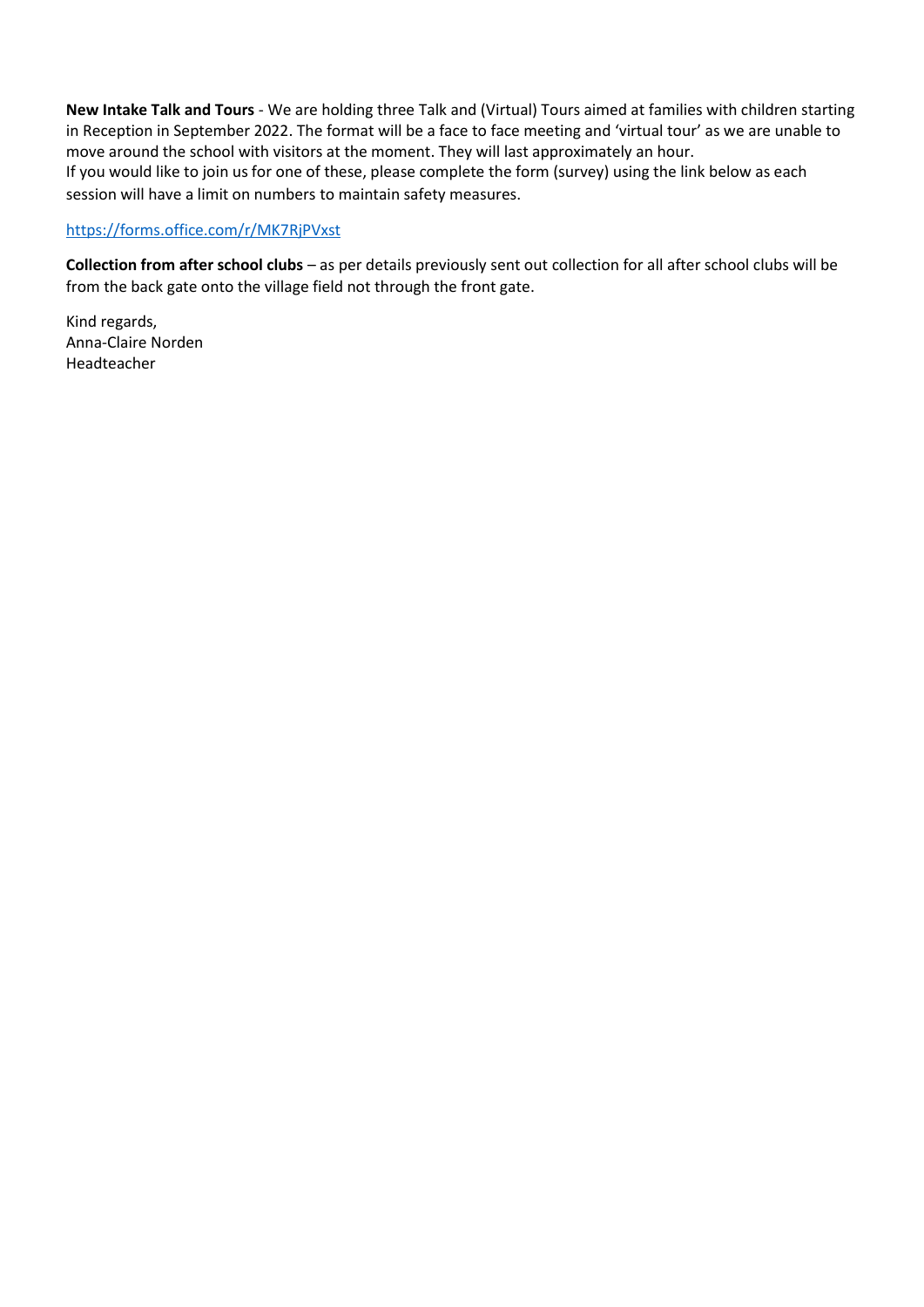**New Intake Talk and Tours** - We are holding three Talk and (Virtual) Tours aimed at families with children starting in Reception in September 2022. The format will be a face to face meeting and 'virtual tour' as we are unable to move around the school with visitors at the moment. They will last approximately an hour.
If you would like to join us for one of these, please complete the form (survey) using the link below as each session will have a limit on numbers to maintain safety measures.

https://forms.office.com/r/MK7RjPVxst

**Collection from after school clubs** – as per details previously sent out collection for all after school clubs will be from the back gate onto the village field not through the front gate.

Kind regards,
Anna-Claire Norden
Headteacher